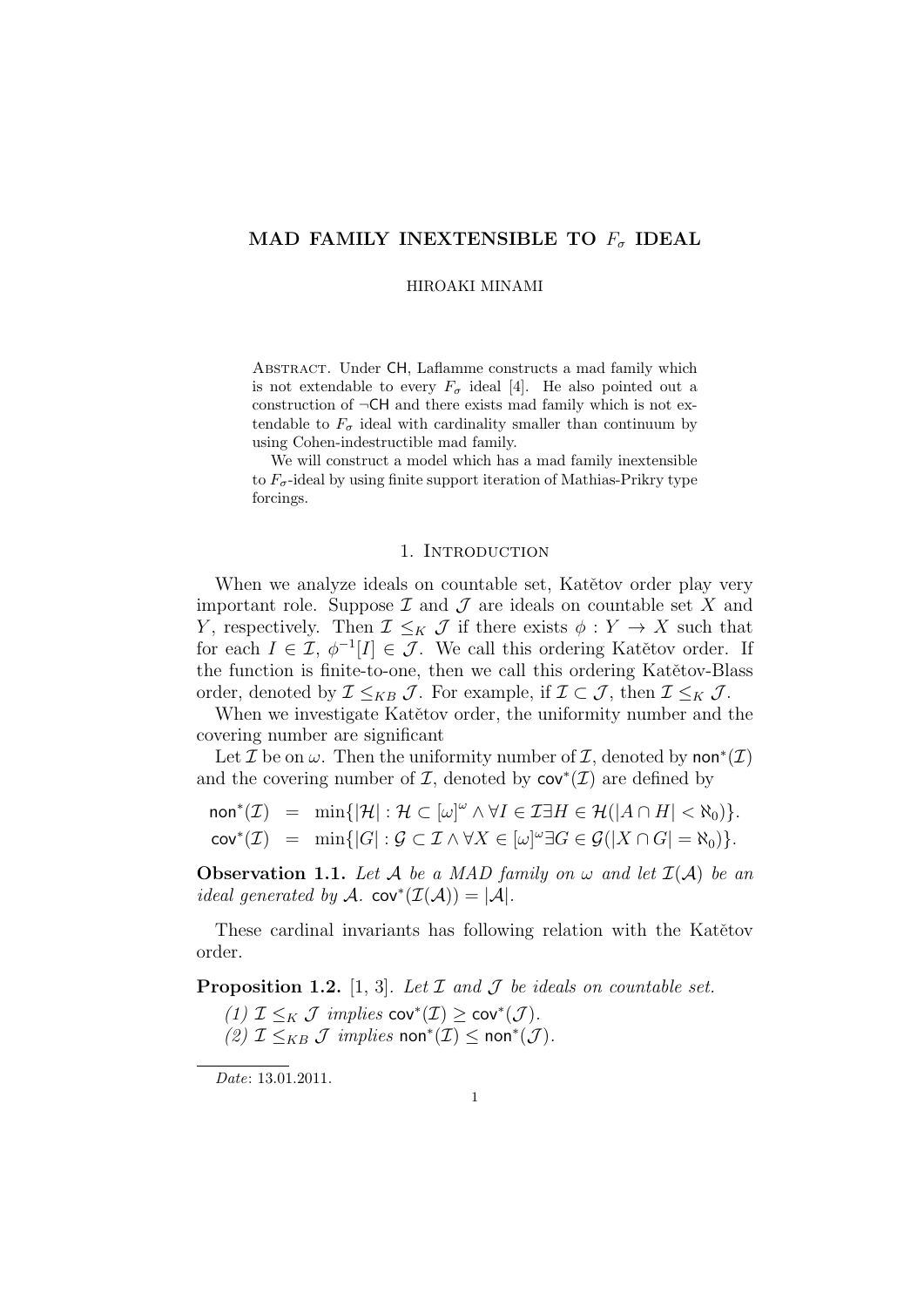# MAD FAMILY INEXTENSIBLE TO $F_\sigma$ IDEAL

HIROAKI MINAMI

Abstract. Under CH, Laflamme constructs a mad family which is not extendable to every $F_\sigma$ ideal [4]. He also pointed out a construction of ¬CH and there exists mad family which is not extendable to $F_\sigma$ ideal with cardinality smaller than continuum by using Cohen-indestructible mad family.

We will construct a model which has a mad family inextensible to $F_\sigma$-ideal by using finite support iteration of Mathias-Prikry type forcings.

## 1. Introduction

When we analyze ideals on countable set, Katětov order play very important role. Suppose $\mathcal{I}$ and $\mathcal{J}$ are ideals on countable set $X$ and $Y$, respectively. Then $\mathcal{I} \leq_K \mathcal{J}$ if there exists $\phi : Y \to X$ such that for each $I \in \mathcal{I}$, $\phi^{-1}[I] \in \mathcal{J}$. We call this ordering Katětov order. If the function is finite-to-one, then we call this ordering Katětov-Blass order, denoted by $\mathcal{I} \leq_{KB} \mathcal{J}$. For example, if $\mathcal{I} \subset \mathcal{J}$, then $\mathcal{I} \leq_K \mathcal{J}$.

When we investigate Katětov order, the uniformity number and the covering number are significant

Let $\mathcal{I}$ be on $\omega$. Then the uniformity number of $\mathcal{I}$, denoted by $\mathsf{non}^*(\mathcal{I})$ and the covering number of $\mathcal{I}$, denoted by $\mathsf{cov}^*(\mathcal{I})$ are defined by

$$\begin{aligned}
\mathsf{non}^*(\mathcal{I}) &= \min\{|\mathcal{H}| : \mathcal{H} \subset [\omega]^\omega \wedge \forall I \in \mathcal{I} \exists H \in \mathcal{H}(|A \cap H| < \aleph_0)\}. \\
\mathsf{cov}^*(\mathcal{I}) &= \min\{|\mathcal{G}| : \mathcal{G} \subset \mathcal{I} \wedge \forall X \in [\omega]^\omega \exists G \in \mathcal{G}(|X \cap G| = \aleph_0)\}.
\end{aligned}$$

**Observation 1.1.** *Let $\mathcal{A}$ be a MAD family on $\omega$ and let $\mathcal{I}(\mathcal{A})$ be an ideal generated by $\mathcal{A}$. $\mathsf{cov}^*(\mathcal{I}(\mathcal{A})) = |\mathcal{A}|$.*

These cardinal invariants has following relation with the Katětov order.

**Proposition 1.2.** [1, 3]. *Let $\mathcal{I}$ and $\mathcal{J}$ be ideals on countable set.*

*(1) $\mathcal{I} \leq_K \mathcal{J}$ implies $\mathsf{cov}^*(\mathcal{I}) \geq \mathsf{cov}^*(\mathcal{J})$.*
*(2) $\mathcal{I} \leq_{KB} \mathcal{J}$ implies $\mathsf{non}^*(\mathcal{I}) \leq \mathsf{non}^*(\mathcal{J})$.*

*Date*: 13.01.2011.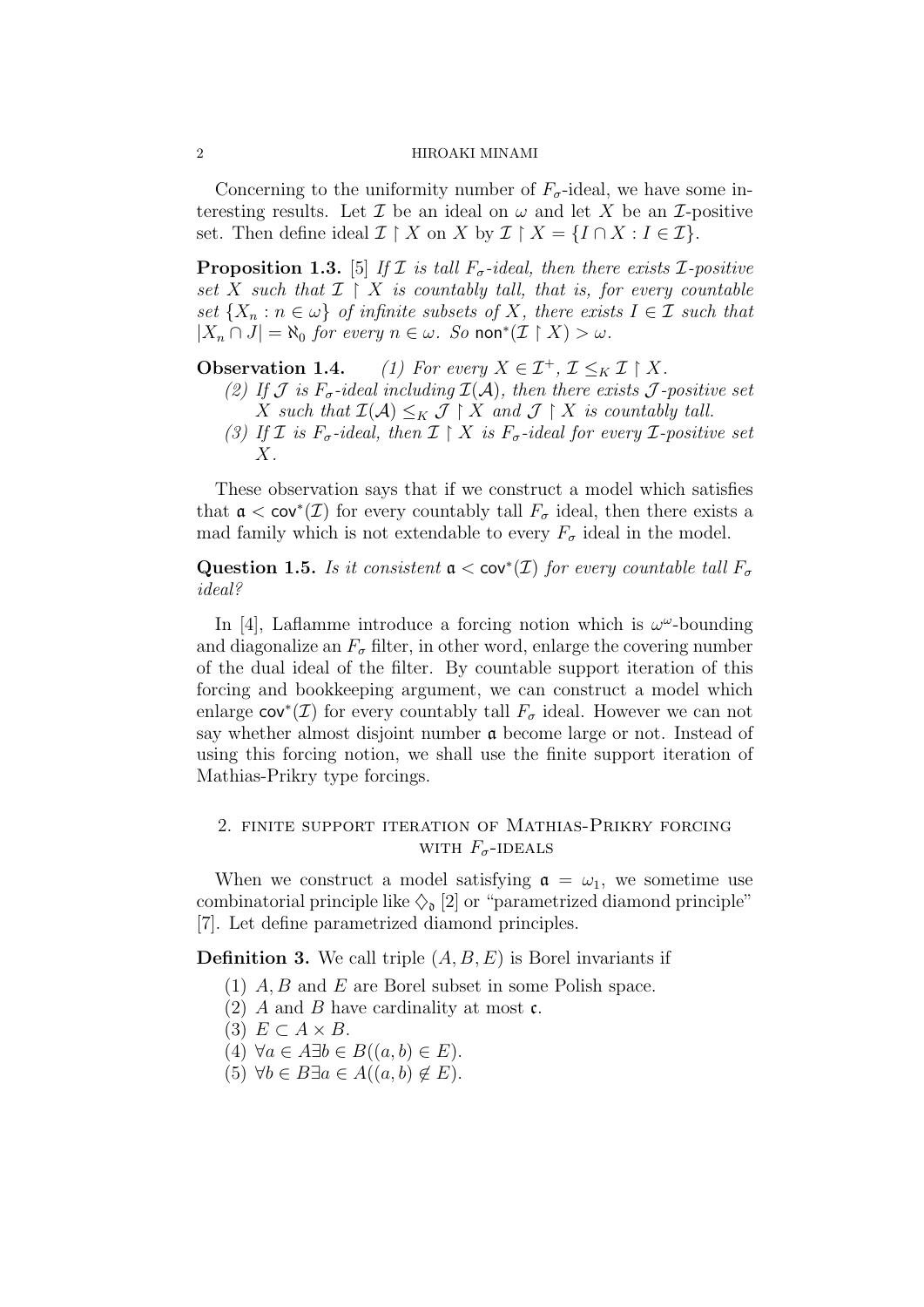Concerning to the uniformity number of $F_\sigma$-ideal, we have some interesting results. Let $\mathcal{I}$ be an ideal on $\omega$ and let $X$ be an $\mathcal{I}$-positive set. Then define ideal $\mathcal{I} \restriction X$ on $X$ by $\mathcal{I} \restriction X = \{I \cap X : I \in \mathcal{I}\}$.

**Proposition 1.3.** [5] *If $\mathcal{I}$ is tall $F_\sigma$-ideal, then there exists $\mathcal{I}$-positive set $X$ such that $\mathcal{I} \restriction X$ is countably tall, that is, for every countable set $\{X_n : n \in \omega\}$ of infinite subsets of $X$, there exists $I \in \mathcal{I}$ such that $|X_n \cap J| = \aleph_0$ for every $n \in \omega$. So $\mathsf{non}^*(\mathcal{I} \restriction X) > \omega$.*

**Observation 1.4.** *(1) For every $X \in \mathcal{I}^+$, $\mathcal{I} \leq_K \mathcal{I} \restriction X$.*

*(2) If $\mathcal{J}$ is $F_\sigma$-ideal including $\mathcal{I}(\mathcal{A})$, then there exists $\mathcal{J}$-positive set $X$ such that $\mathcal{I}(\mathcal{A}) \leq_K \mathcal{J} \restriction X$ and $\mathcal{J} \restriction X$ is countably tall.*

*(3) If $\mathcal{I}$ is $F_\sigma$-ideal, then $\mathcal{I} \restriction X$ is $F_\sigma$-ideal for every $\mathcal{I}$-positive set $X$.*

These observation says that if we construct a model which satisfies that $\mathfrak{a} < \mathsf{cov}^*(\mathcal{I})$ for every countably tall $F_\sigma$ ideal, then there exists a mad family which is not extendable to every $F_\sigma$ ideal in the model.

**Question 1.5.** *Is it consistent $\mathfrak{a} < \mathsf{cov}^*(\mathcal{I})$ for every countable tall $F_\sigma$ ideal?*

In [4], Laflamme introduce a forcing notion which is $\omega^\omega$-bounding and diagonalize an $F_\sigma$ filter, in other word, enlarge the covering number of the dual ideal of the filter. By countable support iteration of this forcing and bookkeeping argument, we can construct a model which enlarge $\mathsf{cov}^*(\mathcal{I})$ for every countably tall $F_\sigma$ ideal. However we can not say whether almost disjoint number $\mathfrak{a}$ become large or not. Instead of using this forcing notion, we shall use the finite support iteration of Mathias-Prikry type forcings.

## 2. Finite support iteration of Mathias-Prikry forcing with $F_\sigma$-ideals

When we construct a model satisfying $\mathfrak{a} = \omega_1$, we sometime use combinatorial principle like $\diamondsuit_\mathfrak{d}$ [2] or "parametrized diamond principle" [7]. Let define parametrized diamond principles.

**Definition 3.** We call triple $(A, B, E)$ is Borel invariants if

1. $A, B$ and $E$ are Borel subset in some Polish space.
2. $A$ and $B$ have cardinality at most $\mathfrak{c}$.
3. $E \subset A \times B$.
4. $\forall a \in A \exists b \in B((a, b) \in E)$.
5. $\forall b \in B \exists a \in A((a, b) \notin E)$.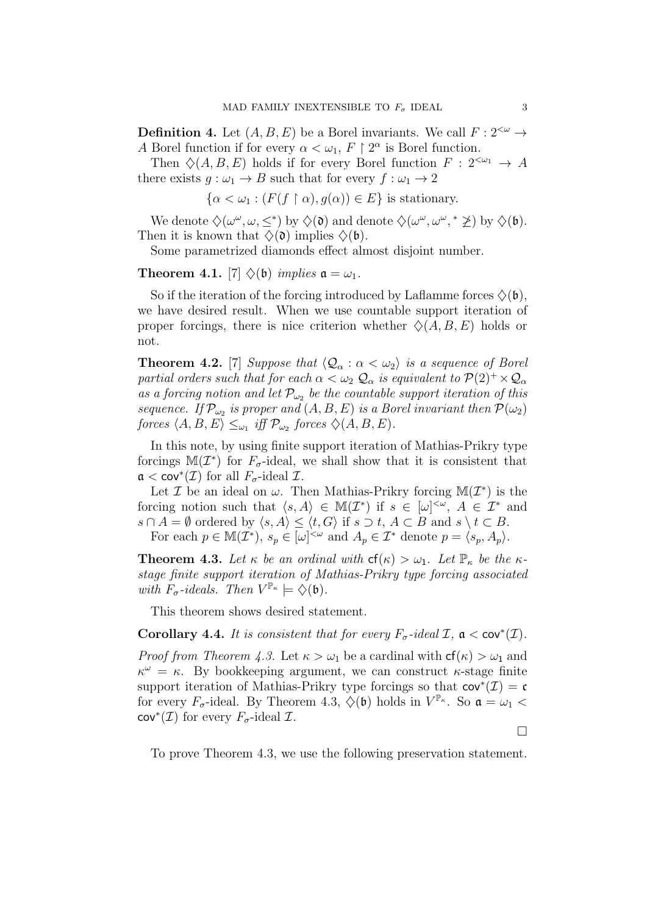**Definition 4.** Let $(A, B, E)$ be a Borel invariants. We call $F : 2^{<\omega} \to A$ Borel function if for every $\alpha < \omega_1$, $F \restriction 2^\alpha$ is Borel function.

Then $\diamondsuit(A, B, E)$ holds if for every Borel function $F : 2^{<\omega_1} \to A$ there exists $g : \omega_1 \to B$ such that for every $f : \omega_1 \to 2$

$$\{\alpha < \omega_1 : (F(f \restriction \alpha), g(\alpha)) \in E\} \text{ is stationary.}$$

We denote $\diamondsuit(\omega^\omega, \omega, \leq^*)$ by $\diamondsuit(\mathfrak{d})$ and denote $\diamondsuit(\omega^\omega, \omega^\omega, ^* \not\geq)$ by $\diamondsuit(\mathfrak{b})$. Then it is known that $\diamondsuit(\mathfrak{d})$ implies $\diamondsuit(\mathfrak{b})$.

Some parametrized diamonds effect almost disjoint number.

**Theorem 4.1.** [7] *$\diamondsuit(\mathfrak{b})$ implies $\mathfrak{a} = \omega_1$.*

So if the iteration of the forcing introduced by Laflamme forces $\diamondsuit(\mathfrak{b})$, we have desired result. When we use countable support iteration of proper forcings, there is nice criterion whether $\diamondsuit(A, B, E)$ holds or not.

**Theorem 4.2.** [7] *Suppose that $\langle \mathcal{Q}_\alpha : \alpha < \omega_2 \rangle$ is a sequence of Borel partial orders such that for each $\alpha < \omega_2$ $\mathcal{Q}_\alpha$ is equivalent to $\mathcal{P}(2)^+ \times \mathcal{Q}_\alpha$ as a forcing notion and let $\mathcal{P}_{\omega_2}$ be the countable support iteration of this sequence. If $\mathcal{P}_{\omega_2}$ is proper and $(A, B, E)$ is a Borel invariant then $\mathcal{P}(\omega_2)$ forces $\langle A, B, E \rangle \leq_{\omega_1}$ iff $\mathcal{P}_{\omega_2}$ forces $\diamondsuit(A, B, E)$.*

In this note, by using finite support iteration of Mathias-Prikry type forcings $\mathbb{M}(\mathcal{I}^*)$ for $F_\sigma$-ideal, we shall show that it is consistent that $\mathfrak{a} < \mathsf{cov}^*(\mathcal{I})$ for all $F_\sigma$-ideal $\mathcal{I}$.

Let $\mathcal{I}$ be an ideal on $\omega$. Then Mathias-Prikry forcing $\mathbb{M}(\mathcal{I}^*)$ is the forcing notion such that $\langle s, A \rangle \in \mathbb{M}(\mathcal{I}^*)$ if $s \in [\omega]^{<\omega}$, $A \in \mathcal{I}^*$ and $s \cap A = \emptyset$ ordered by $\langle s, A \rangle \leq \langle t, G \rangle$ if $s \supset t$, $A \subset B$ and $s \setminus t \subset B$.

For each $p \in \mathbb{M}(\mathcal{I}^*)$, $s_p \in [\omega]^{<\omega}$ and $A_p \in \mathcal{I}^*$ denote $p = \langle s_p, A_p \rangle$.

**Theorem 4.3.** *Let $\kappa$ be an ordinal with $\mathsf{cf}(\kappa) > \omega_1$. Let $\mathbb{P}_\kappa$ be the $\kappa$-stage finite support iteration of Mathias-Prikry type forcing associated with $F_\sigma$-ideals. Then $V^{\mathbb{P}_\kappa} \models \diamondsuit(\mathfrak{b})$.*

This theorem shows desired statement.

**Corollary 4.4.** *It is consistent that for every $F_\sigma$-ideal $\mathcal{I}$, $\mathfrak{a} < \mathsf{cov}^*(\mathcal{I})$.*

*Proof from Theorem 4.3.* Let $\kappa > \omega_1$ be a cardinal with $\mathsf{cf}(\kappa) > \omega_1$ and $\kappa^\omega = \kappa$. By bookkeeping argument, we can construct $\kappa$-stage finite support iteration of Mathias-Prikry type forcings so that $\mathsf{cov}^*(\mathcal{I}) = \mathfrak{c}$ for every $F_\sigma$-ideal. By Theorem 4.3, $\diamondsuit(\mathfrak{b})$ holds in $V^{\mathbb{P}_\kappa}$. So $\mathfrak{a} = \omega_1 < \mathsf{cov}^*(\mathcal{I})$ for every $F_\sigma$-ideal $\mathcal{I}$.

□

To prove Theorem 4.3, we use the following preservation statement.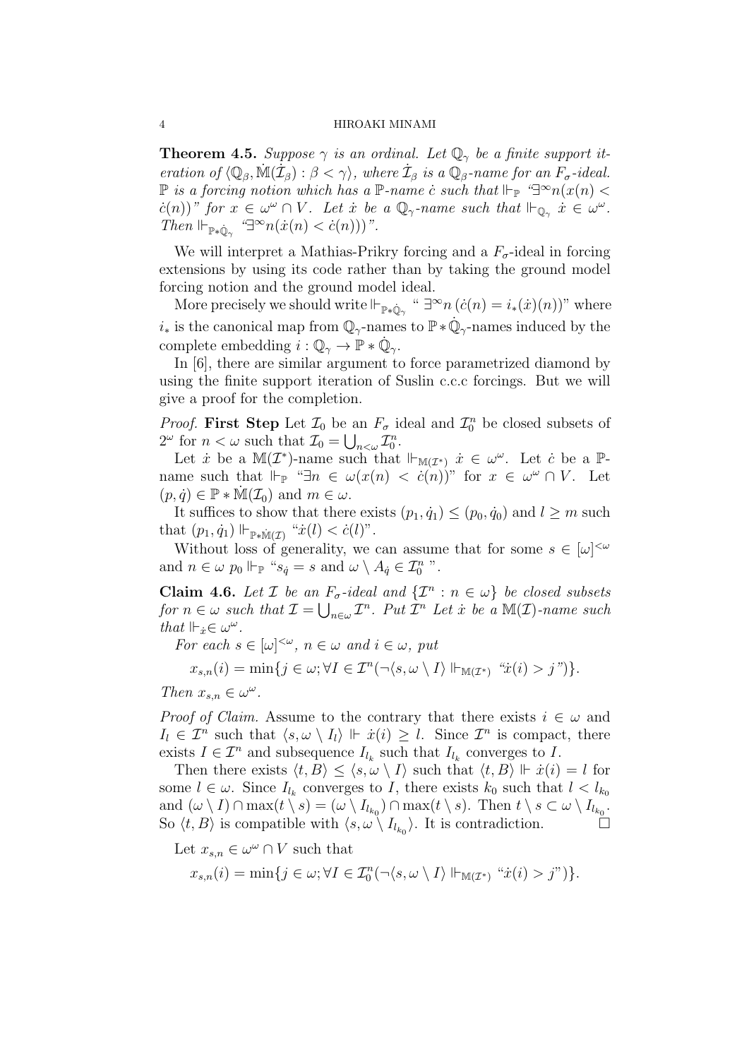**Theorem 4.5.** *Suppose $\gamma$ is an ordinal. Let $\mathbb{Q}_\gamma$ be a finite support iteration of $\langle \mathbb{Q}_\beta, \dot{\mathbb{M}}(\dot{\mathcal{I}}_\beta) : \beta < \gamma \rangle$, where $\dot{\mathcal{I}}_\beta$ is a $\mathbb{Q}_\beta$-name for an $F_\sigma$-ideal. $\mathbb{P}$ is a forcing notion which has a $\mathbb{P}$-name $\dot{c}$ such that $\Vdash_{\mathbb{P}}$ "$\exists^\infty n(x(n) < \dot{c}(n))$" for $x \in \omega^\omega \cap V$. Let $\dot{x}$ be a $\mathbb{Q}_\gamma$-name such that $\Vdash_{\mathbb{Q}_\gamma} \dot{x} \in \omega^\omega$. Then $\Vdash_{\mathbb{P} * \dot{\mathbb{Q}}_\gamma}$ "$\exists^\infty n(\dot{x}(n) < \dot{c}(n))$".*

We will interpret a Mathias-Prikry forcing and a $F_\sigma$-ideal in forcing extensions by using its code rather than by taking the ground model forcing notion and the ground model ideal.

More precisely we should write $\Vdash_{\mathbb{P} * \dot{\mathbb{Q}}_\gamma}$ " $\exists^\infty n\,(\dot{c}(n) = i_*(\dot{x})(n))$" where $i_*$ is the canonical map from $\mathbb{Q}_\gamma$-names to $\mathbb{P} * \dot{\mathbb{Q}}_\gamma$-names induced by the complete embedding $i : \mathbb{Q}_\gamma \to \mathbb{P} * \dot{\mathbb{Q}}_\gamma$.

In [6], there are similar argument to force parametrized diamond by using the finite support iteration of Suslin c.c.c forcings. But we will give a proof for the completion.

*Proof.* **First Step** Let $\mathcal{I}_0$ be an $F_\sigma$ ideal and $\mathcal{I}^n_0$ be closed subsets of $2^\omega$ for $n < \omega$ such that $\mathcal{I}_0 = \bigcup_{n<\omega} \mathcal{I}^n_0$.

Let $\dot{x}$ be a $\mathbb{M}(\mathcal{I}^*)$-name such that $\Vdash_{\mathbb{M}(\mathcal{I}^*)} \dot{x} \in \omega^\omega$. Let $\dot{c}$ be a $\mathbb{P}$-name such that $\Vdash_{\mathbb{P}}$ "$\exists n \in \omega(x(n) < \dot{c}(n))$" for $x \in \omega^\omega \cap V$. Let $(p, \dot{q}) \in \mathbb{P} * \dot{\mathbb{M}}(\mathcal{I}_0)$ and $m \in \omega$.

It suffices to show that there exists $(p_1, \dot{q}_1) \leq (p_0, \dot{q}_0)$ and $l \geq m$ such that $(p_1, \dot{q}_1) \Vdash_{\mathbb{P} * \dot{\mathbb{M}}(\mathcal{I})}$ "$\dot{x}(l) < \dot{c}(l)$".

Without loss of generality, we can assume that for some $s \in [\omega]^{<\omega}$ and $n \in \omega$ $p_0 \Vdash_{\mathbb{P}}$ "$s_{\dot{q}} = s$ and $\omega \setminus A_{\dot{q}} \in \mathcal{I}^n_0$ ".

**Claim 4.6.** *Let $\mathcal{I}$ be an $F_\sigma$-ideal and $\{\mathcal{I}^n : n \in \omega\}$ be closed subsets for $n \in \omega$ such that $\mathcal{I} = \bigcup_{n\in\omega} \mathcal{I}^n$. Put $\mathcal{I}^n$ Let $\dot{x}$ be a $\mathbb{M}(\mathcal{I})$-name such that $\Vdash_{\dot{x}} \in \omega^\omega$.*

*For each $s \in [\omega]^{<\omega}$, $n \in \omega$ and $i \in \omega$, put*

$$x_{s,n}(i) = \min\{j \in \omega; \forall I \in \mathcal{I}^n(\neg \langle s, \omega \setminus I \rangle \Vdash_{\mathbb{M}(\mathcal{I}^*)} \text{"}\dot{x}(i) > j\text{"})\}.$$

*Then $x_{s,n} \in \omega^\omega$.*

*Proof of Claim.* Assume to the contrary that there exists $i \in \omega$ and $I_l \in \mathcal{I}^n$ such that $\langle s, \omega \setminus I_l \rangle \Vdash \dot{x}(i) \geq l$. Since $\mathcal{I}^n$ is compact, there exists $I \in \mathcal{I}^n$ and subsequence $I_{l_k}$ such that $I_{l_k}$ converges to $I$.

Then there exists $\langle t, B \rangle \leq \langle s, \omega \setminus I \rangle$ such that $\langle t, B \rangle \Vdash \dot{x}(i) = l$ for some $l \in \omega$. Since $I_{l_k}$ converges to $I$, there exists $k_0$ such that $l < l_{k_0}$ and $(\omega \setminus I) \cap \max(t \setminus s) = (\omega \setminus I_{l_{k_0}}) \cap \max(t \setminus s)$. Then $t \setminus s \subset \omega \setminus I_{l_{k_0}}$. So $\langle t, B \rangle$ is compatible with $\langle s, \omega \setminus I_{l_{k_0}} \rangle$. It is contradiction. $\square$

Let $x_{s,n} \in \omega^\omega \cap V$ such that

$$x_{s,n}(i) = \min\{j \in \omega; \forall I \in \mathcal{I}^n_0(\neg \langle s, \omega \setminus I \rangle \Vdash_{\mathbb{M}(\mathcal{I}^*)} \text{"}\dot{x}(i) > j\text{"})\}.$$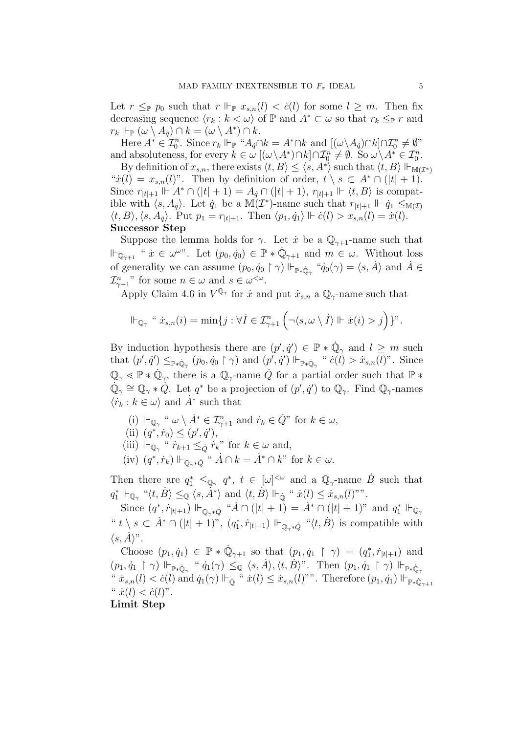Let $r \leq_{\mathbb{P}} p_0$ such that $r \Vdash_{\mathbb{P}} x_{s,n}(l) < \dot{c}(l)$ for some $l \geq m$. Then fix decreasing sequence $\langle r_k : k < \omega \rangle$ of $\mathbb{P}$ and $A^* \subset \omega$ so that $r_k \leq_{\mathbb{P}} r$ and $r_k \Vdash_{\mathbb{P}} (\omega \setminus A_{\dot{q}}) \cap k = (\omega \setminus A^*) \cap k$.

Here $A^* \in \mathcal{I}_0^n$. Since $r_k \Vdash_{\mathbb{P}}$ "$A_{\dot{q}} \cap k = A^* \cap k$ and $[(\omega \setminus A_{\dot{q}}) \cap k] \cap \mathcal{I}_0^n \neq \emptyset$" and absoluteness, for every $k \in \omega$ $[(\omega \setminus A^*) \cap k] \cap \mathcal{I}_0^n \neq \emptyset$. So $\omega \setminus A^* \in \mathcal{I}_0^n$.

By definition of $x_{s,n}$, there exists $\langle t, B \rangle \leq \langle s, A^* \rangle$ such that $\langle t, B \rangle \Vdash_{\mathbb{M}(\mathcal{I}^*)}$ "$\dot{x}(l) = x_{s,n}(l)$". Then by definition of order, $t \setminus s \subset A^* \cap (|t|+1)$. Since $r_{|t|+1} \Vdash A^* \cap (|t|+1) = A_{\dot{q}} \cap (|t|+1)$, $r_{|t|+1} \Vdash \langle t, B \rangle$ is compatible with $\langle s, A_{\dot{q}} \rangle$. Let $\dot{q}_1$ be a $\mathbb{M}(\mathcal{I}^*)$-name such that $r_{|t|+1} \Vdash \dot{q}_1 \leq_{\mathbb{M}(\mathcal{I})} \langle t, B \rangle, \langle s, A_{\dot{q}} \rangle$. Put $p_1 = r_{|t|+1}$. Then $\langle p_1, \dot{q}_1 \rangle \Vdash \dot{c}(l) > x_{s,n}(l) = \dot{x}(l)$.

**Successor Step**

Suppose the lemma holds for $\gamma$. Let $\dot{x}$ be a $\mathbb{Q}_{\gamma+1}$-name such that $\Vdash_{\mathbb{Q}_{\gamma+1}}$ " $\dot{x} \in \omega^\omega$". Let $(p_0, \dot{q}_0) \in \mathbb{P} * \dot{\mathbb{Q}}_{\gamma+1}$ and $m \in \omega$. Without loss of generality we can assume $(p_0, \dot{q}_0 \restriction \gamma) \Vdash_{\mathbb{P} * \dot{\mathbb{Q}}_\gamma}$ "$\dot{q}_0(\gamma) = \langle s, \dot{A} \rangle$ and $\dot{A} \in \mathcal{I}_{\gamma+1}^n$" for some $n \in \omega$ and $s \in \omega^{<\omega}$.

Apply Claim 4.6 in $V^{\mathbb{Q}_\gamma}$ for $\dot{x}$ and put $\dot{x}_{s,n}$ a $\mathbb{Q}_\gamma$-name such that

$$\Vdash_{\mathbb{Q}_\gamma} \text{ " } \dot{x}_{s,n}(i) = \min\{j : \forall \dot{I} \in \mathcal{I}_{\gamma+1}^n \left( \neg \langle s, \omega \setminus \dot{I} \rangle \Vdash \dot{x}(i) > j \right) \}\text{"}.$$

By induction hypothesis there are $(p', \dot{q}') \in \mathbb{P} * \dot{\mathbb{Q}}_\gamma$ and $l \geq m$ such that $(p', \dot{q}') \leq_{\mathbb{P} * \dot{\mathbb{Q}}_\gamma} (p_0, \dot{q}_0 \restriction \gamma)$ and $(p', \dot{q}') \Vdash_{\mathbb{P} * \dot{\mathbb{Q}}_\gamma}$ " $\dot{c}(l) > \dot{x}_{s,n}(l)$". Since $\mathbb{Q}_\gamma \lessdot \mathbb{P} * \dot{\mathbb{Q}}_\gamma$, there is a $\mathbb{Q}_\gamma$-name $\dot{Q}$ for a partial order such that $\mathbb{P} * \dot{\mathbb{Q}}_\gamma \cong \mathbb{Q}_\gamma * \dot{Q}$. Let $q^*$ be a projection of $(p', \dot{q}')$ to $\mathbb{Q}_\gamma$. Find $\mathbb{Q}_\gamma$-names $\langle \dot{r}_k : k \in \omega \rangle$ and $\dot{A}^*$ such that

(i) $\Vdash_{\mathbb{Q}_\gamma}$ " $\omega \setminus \dot{A}^* \in \mathcal{I}_{\gamma+1}^n$ and $\dot{r}_k \in \dot{Q}$" for $k \in \omega$,
(ii) $(q^*, \dot{r}_0) \leq (p', \dot{q}')$,
(iii) $\Vdash_{\mathbb{Q}_\gamma}$ " $\dot{r}_{k+1} \leq_{\dot{Q}} \dot{r}_k$" for $k \in \omega$ and,
(iv) $(q^*, \dot{r}_k) \Vdash_{\mathbb{Q}_\gamma * \dot{Q}}$ " $\dot{A} \cap k = \dot{A}^* \cap k$" for $k \in \omega$.

Then there are $q_1^* \leq_{\mathbb{Q}_\gamma} q^*$, $t \in [\omega]^{<\omega}$ and a $\mathbb{Q}_\gamma$-name $\dot{B}$ such that $q_1^* \Vdash_{\mathbb{Q}_\gamma}$ "$\langle t, \dot{B} \rangle \leq_{\mathbb{Q}} \langle s, \dot{A}^* \rangle$ and $\langle t, \dot{B} \rangle \Vdash_{\dot{\mathbb{Q}}}$ " $\dot{x}(l) \leq \dot{x}_{s,n}(l)$"".

Since $(q^*, \dot{r}_{|t|+1}) \Vdash_{\mathbb{Q}_\gamma * \dot{Q}}$ "$\dot{A} \cap (|t|+1) = \dot{A}^* \cap (|t|+1)$" and $q_1^* \Vdash_{\mathbb{Q}_\gamma}$ " $t \setminus s \subset \dot{A}^* \cap (|t|+1)$", $(q_1^*, \dot{r}_{|t|+1}) \Vdash_{\mathbb{Q}_\gamma * \dot{Q}}$ "$\langle t, \dot{B} \rangle$ is compatible with $\langle s, \dot{A} \rangle$".

Choose $(p_1, \dot{q}_1) \in \mathbb{P} * \dot{\mathbb{Q}}_{\gamma+1}$ so that $(p_1, \dot{q}_1 \restriction \gamma) = (q_1^*, \dot{r}_{|t|+1})$ and $(p_1, \dot{q}_1 \restriction \gamma) \Vdash_{\mathbb{P} * \dot{\mathbb{Q}}_\gamma}$ " $\dot{q}_1(\gamma) \leq_{\mathbb{Q}} \langle s, \dot{A} \rangle, \langle t, \dot{B} \rangle$". Then $(p_1, \dot{q}_1 \restriction \gamma) \Vdash_{\mathbb{P} * \dot{\mathbb{Q}}_\gamma}$ " $\dot{x}_{s,n}(l) < \dot{c}(l)$ and $\dot{q}_1(\gamma) \Vdash_{\dot{\mathbb{Q}}}$ " $\dot{x}(l) \leq \dot{x}_{s,n}(l)$"". Therefore $(p_1, \dot{q}_1) \Vdash_{\mathbb{P} * \dot{\mathbb{Q}}_{\gamma+1}}$ " $\dot{x}(l) < \dot{c}(l)$".

**Limit Step**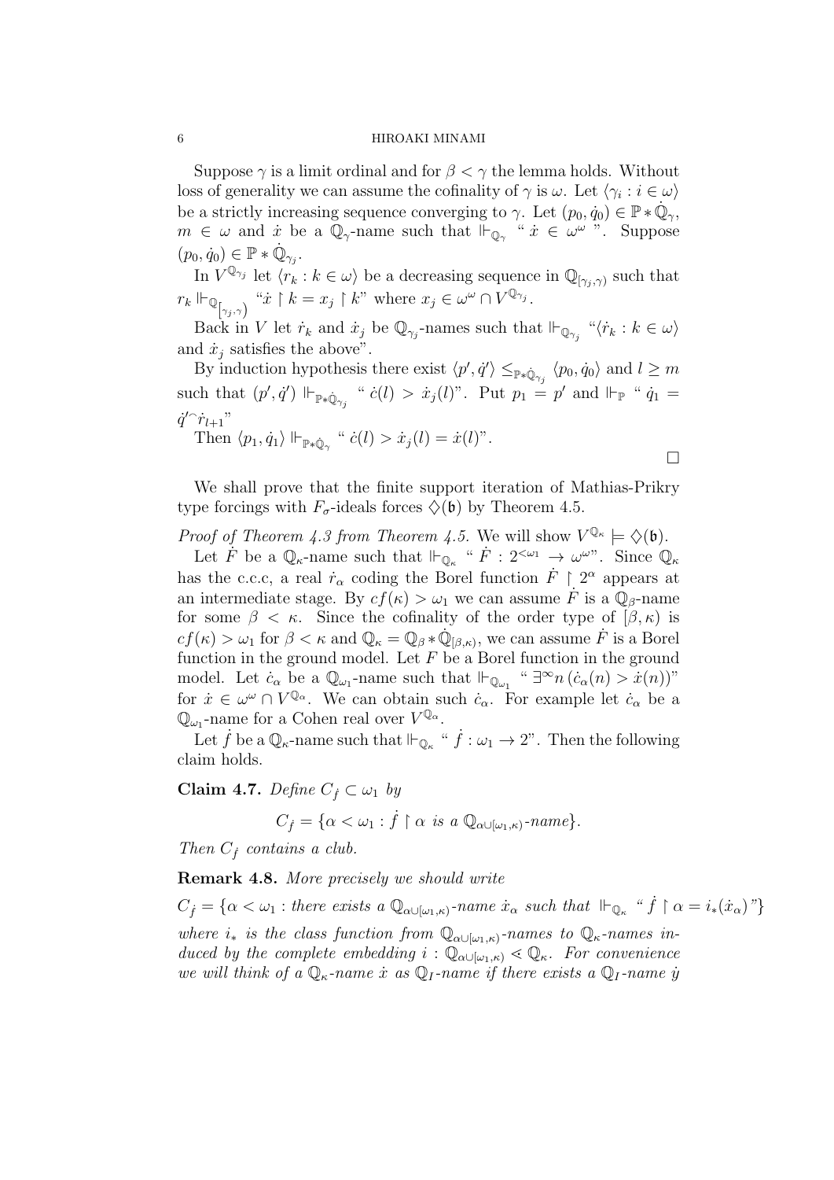Suppose $\gamma$ is a limit ordinal and for $\beta < \gamma$ the lemma holds. Without loss of generality we can assume the cofinality of $\gamma$ is $\omega$. Let $\langle \gamma_i : i \in \omega \rangle$ be a strictly increasing sequence converging to $\gamma$. Let $(p_0, \dot{q}_0) \in \mathbb{P} * \dot{\mathbb{Q}}_\gamma$, $m \in \omega$ and $\dot{x}$ be a $\mathbb{Q}_\gamma$-name such that $\Vdash_{\mathbb{Q}_\gamma}$ " $\dot{x} \in \omega^\omega$ ". Suppose $(p_0, \dot{q}_0) \in \mathbb{P} * \dot{\mathbb{Q}}_{\gamma_j}$.

In $V^{\mathbb{Q}_{\gamma_j}}$ let $\langle r_k : k \in \omega \rangle$ be a decreasing sequence in $\mathbb{Q}_{[\gamma_j, \gamma)}$ such that $r_k \Vdash_{\mathbb{Q}_{[\gamma_j,\gamma)}}$ "$\dot{x} \restriction k = x_j \restriction k$" where $x_j \in \omega^\omega \cap V^{\mathbb{Q}_{\gamma_j}}$.

Back in $V$ let $\dot{r}_k$ and $\dot{x}_j$ be $\mathbb{Q}_{\gamma_j}$-names such that $\Vdash_{\mathbb{Q}_{\gamma_j}}$ "$\langle \dot{r}_k : k \in \omega \rangle$ and $\dot{x}_j$ satisfies the above".

By induction hypothesis there exist $\langle p', \dot{q}' \rangle \leq_{\mathbb{P} * \dot{\mathbb{Q}}_{\gamma_j}} \langle p_0, \dot{q}_0 \rangle$ and $l \geq m$ such that $(p', \dot{q}') \Vdash_{\mathbb{P} * \dot{\mathbb{Q}}_{\gamma_j}}$ " $\dot{c}(l) > \dot{x}_j(l)$". Put $p_1 = p'$ and $\Vdash_{\mathbb{P}}$ " $\dot{q}_1 = \dot{q}' {}^\frown \dot{r}_{l+1}$"

Then $\langle p_1, \dot{q}_1 \rangle \Vdash_{\mathbb{P} * \dot{\mathbb{Q}}_\gamma}$ " $\dot{c}(l) > \dot{x}_j(l) = \dot{x}(l)$".

□

We shall prove that the finite support iteration of Mathias-Prikry type forcings with $F_\sigma$-ideals forces $\diamondsuit(\mathfrak{b})$ by Theorem 4.5.

*Proof of Theorem 4.3 from Theorem 4.5.* We will show $V^{\mathbb{Q}_\kappa} \models \diamondsuit(\mathfrak{b})$.

Let $\dot{F}$ be a $\mathbb{Q}_\kappa$-name such that $\Vdash_{\mathbb{Q}_\kappa}$ " $\dot{F} : 2^{<\omega_1} \to \omega^\omega$". Since $\mathbb{Q}_\kappa$ has the c.c.c, a real $\dot{r}_\alpha$ coding the Borel function $\dot{F} \restriction 2^\alpha$ appears at an intermediate stage. By $cf(\kappa) > \omega_1$ we can assume $\dot{F}$ is a $\mathbb{Q}_\beta$-name for some $\beta < \kappa$. Since the cofinality of the order type of $[\beta, \kappa)$ is $cf(\kappa) > \omega_1$ for $\beta < \kappa$ and $\mathbb{Q}_\kappa = \mathbb{Q}_\beta * \dot{\mathbb{Q}}_{[\beta,\kappa)}$, we can assume $\dot{F}$ is a Borel function in the ground model. Let $F$ be a Borel function in the ground model. Let $\dot{c}_\alpha$ be a $\mathbb{Q}_{\omega_1}$-name such that $\Vdash_{\mathbb{Q}_{\omega_1}}$ " $\exists^\infty n \, (\dot{c}_\alpha(n) > \dot{x}(n))$" for $\dot{x} \in \omega^\omega \cap V^{\mathbb{Q}_\alpha}$. We can obtain such $\dot{c}_\alpha$. For example let $\dot{c}_\alpha$ be a $\mathbb{Q}_{\omega_1}$-name for a Cohen real over $V^{\mathbb{Q}_\alpha}$.

Let $\dot{f}$ be a $\mathbb{Q}_\kappa$-name such that $\Vdash_{\mathbb{Q}_\kappa}$ " $\dot{f} : \omega_1 \to 2$". Then the following claim holds.

**Claim 4.7.** *Define $C_{\dot{f}} \subset \omega_1$ by*

$$C_{\dot{f}} = \{\alpha < \omega_1 : \dot{f} \restriction \alpha \text{ is a } \mathbb{Q}_{\alpha \cup [\omega_1, \kappa)}\text{-name}\}.$$

*Then $C_{\dot{f}}$ contains a club.*

**Remark 4.8.** *More precisely we should write*

$C_{\dot{f}} = \{\alpha < \omega_1 : \text{there exists a } \mathbb{Q}_{\alpha \cup [\omega_1,\kappa)}\text{-name } \dot{x}_\alpha \text{ such that } \Vdash_{\mathbb{Q}_\kappa} \text{" } \dot{f} \restriction \alpha = i_*(\dot{x}_\alpha)\text{"}\}$

*where $i_*$ is the class function from $\mathbb{Q}_{\alpha \cup [\omega_1,\kappa)}$-names to $\mathbb{Q}_\kappa$-names induced by the complete embedding $i : \mathbb{Q}_{\alpha \cup [\omega_1,\kappa)} \lessdot \mathbb{Q}_\kappa$. For convenience we will think of a $\mathbb{Q}_\kappa$-name $\dot{x}$ as $\mathbb{Q}_I$-name if there exists a $\mathbb{Q}_I$-name $\dot{y}$*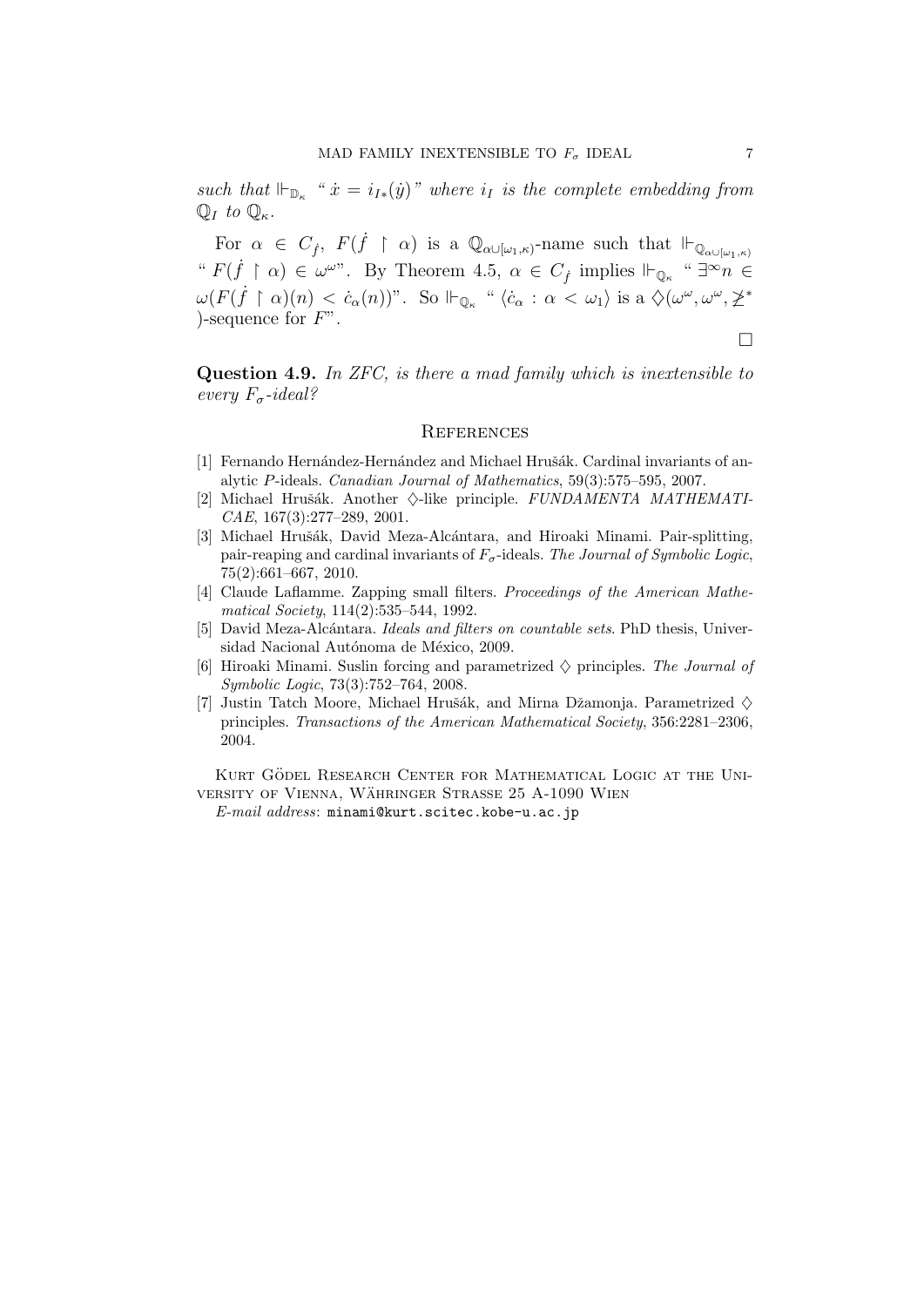*such that* $\Vdash_{\mathbb{D}_\kappa}$ *"* $\dot{x} = i_{I*}(\dot{y})$*" where* $i_I$ *is the complete embedding from* $\mathbb{Q}_I$ *to* $\mathbb{Q}_\kappa$.

For $\alpha \in C_{\dot{f}}$, $F(\dot{f} \restriction \alpha)$ is a $\mathbb{Q}_{\alpha\cup[\omega_1,\kappa)}$-name such that $\Vdash_{\mathbb{Q}_{\alpha\cup[\omega_1,\kappa)}}$ " $F(\dot{f} \restriction \alpha) \in \omega^{\omega}$". By Theorem 4.5, $\alpha \in C_{\dot{f}}$ implies $\Vdash_{\mathbb{Q}_\kappa}$ " $\exists^\infty n \in \omega(F(\dot{f} \restriction \alpha)(n) < \dot{c}_\alpha(n))$". So $\Vdash_{\mathbb{Q}_\kappa}$ " $\langle \dot{c}_\alpha : \alpha < \omega_1 \rangle$ is a $\diamondsuit(\omega^\omega, \omega^\omega, \not\geq^*)$-sequence for $F$".

□

**Question 4.9.** *In ZFC, is there a mad family which is inextensible to every* $F_\sigma$*-ideal?*

## References

[1] Fernando Hernández-Hernández and Michael Hrušák. Cardinal invariants of analytic $P$-ideals. *Canadian Journal of Mathematics*, 59(3):575–595, 2007.

[2] Michael Hrušák. Another $\diamondsuit$-like principle. *FUNDAMENTA MATHEMATICAE*, 167(3):277–289, 2001.

[3] Michael Hrušák, David Meza-Alcántara, and Hiroaki Minami. Pair-splitting, pair-reaping and cardinal invariants of $F_\sigma$-ideals. *The Journal of Symbolic Logic*, 75(2):661–667, 2010.

[4] Claude Laflamme. Zapping small filters. *Proceedings of the American Mathematical Society*, 114(2):535–544, 1992.

[5] David Meza-Alcántara. *Ideals and filters on countable sets*. PhD thesis, Universidad Nacional Autónoma de México, 2009.

[6] Hiroaki Minami. Suslin forcing and parametrized $\diamondsuit$ principles. *The Journal of Symbolic Logic*, 73(3):752–764, 2008.

[7] Justin Tatch Moore, Michael Hrušák, and Mirna Džamonja. Parametrized $\diamondsuit$ principles. *Transactions of the American Mathematical Society*, 356:2281–2306, 2004.

Kurt Gödel Research Center for Mathematical Logic at the University of Vienna, Währinger Strasse 25 A-1090 Wien

*E-mail address*: minami@kurt.scitec.kobe-u.ac.jp